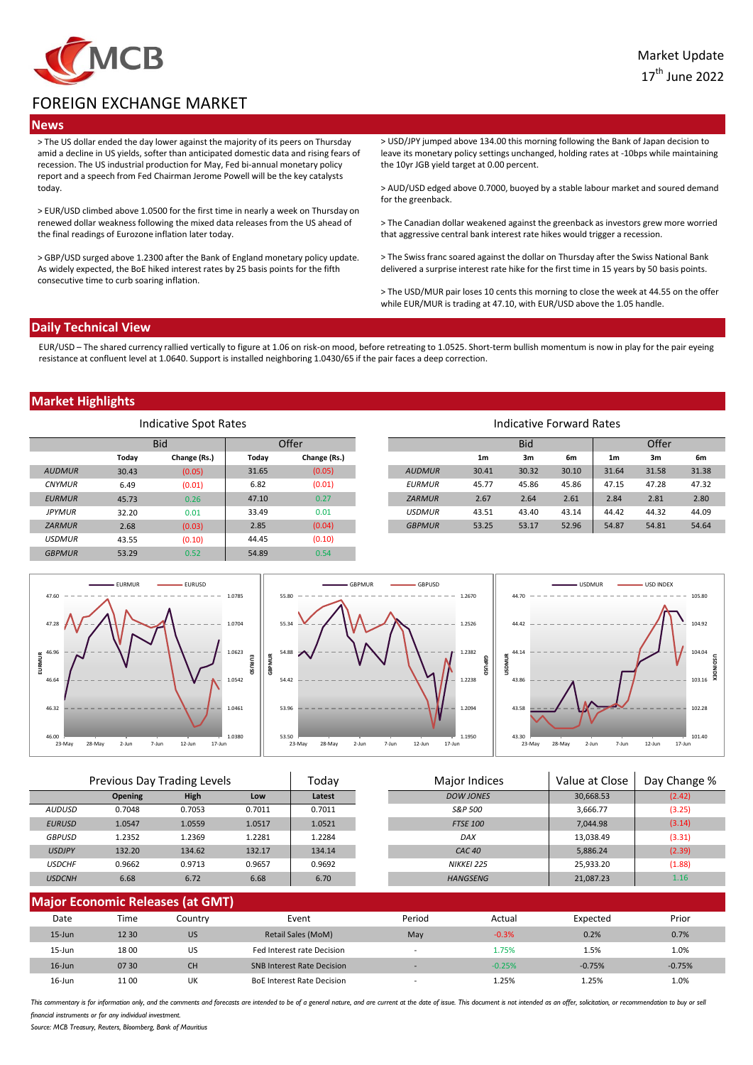Market Update
17th June 2022

# FOREIGN EXCHANGE MARKET

## News

> The US dollar ended the day lower against the majority of its peers on Thursday amid a decline in US yields, softer than anticipated domestic data and rising fears of recession. The US industrial production for May, Fed bi-annual monetary policy report and a speech from Fed Chairman Jerome Powell will be the key catalysts today.

> EUR/USD climbed above 1.0500 for the first time in nearly a week on Thursday on renewed dollar weakness following the mixed data releases from the US ahead of the final readings of Eurozone inflation later today.

> GBP/USD surged above 1.2300 after the Bank of England monetary policy update. As widely expected, the BoE hiked interest rates by 25 basis points for the fifth consecutive time to curb soaring inflation.

> USD/JPY jumped above 134.00 this morning following the Bank of Japan decision to leave its monetary policy settings unchanged, holding rates at -10bps while maintaining the 10yr JGB yield target at 0.00 percent.

> AUD/USD edged above 0.7000, buoyed by a stable labour market and soured demand for the greenback.

> The Canadian dollar weakened against the greenback as investors grew more worried that aggressive central bank interest rate hikes would trigger a recession.

> The Swiss franc soared against the dollar on Thursday after the Swiss National Bank delivered a surprise interest rate hike for the first time in 15 years by 50 basis points.

> The USD/MUR pair loses 10 cents this morning to close the week at 44.55 on the offer while EUR/MUR is trading at 47.10, with EUR/USD above the 1.05 handle.

## Daily Technical View

EUR/USD – The shared currency rallied vertically to figure at 1.06 on risk-on mood, before retreating to 1.0525. Short-term bullish momentum is now in play for the pair eyeing resistance at confluent level at 1.0640. Support is installed neighboring 1.0430/65 if the pair faces a deep correction.

## Market Highlights

### Indicative Spot Rates

| | Bid | | Offer | |
|---|---|---|---|---|
| | Today | Change (Rs.) | Today | Change (Rs.) |
| AUDMUR | 30.43 | (0.05) | 31.65 | (0.05) |
| CNYMUR | 6.49 | (0.01) | 6.82 | (0.01) |
| EURMUR | 45.73 | 0.26 | 47.10 | 0.27 |
| JPYMUR | 32.20 | 0.01 | 33.49 | 0.01 |
| ZARMUR | 2.68 | (0.03) | 2.85 | (0.04) |
| USDMUR | 43.55 | (0.10) | 44.45 | (0.10) |
| GBPMUR | 53.29 | 0.52 | 54.89 | 0.54 |

### Indicative Forward Rates

| | Bid | | | Offer | | |
|---|---|---|---|---|---|---|
| | 1m | 3m | 6m | 1m | 3m | 6m |
| AUDMUR | 30.41 | 30.32 | 30.10 | 31.64 | 31.58 | 31.38 |
| EURMUR | 45.77 | 45.86 | 45.86 | 47.15 | 47.28 | 47.32 |
| ZARMUR | 2.67 | 2.64 | 2.61 | 2.84 | 2.81 | 2.80 |
| USDMUR | 43.51 | 43.40 | 43.14 | 44.42 | 44.32 | 44.09 |
| GBPMUR | 53.25 | 53.17 | 52.96 | 54.87 | 54.81 | 54.64 |

### Previous Day Trading Levels

| | Opening | High | Low | Today Latest |
|---|---|---|---|---|
| AUDUSD | 0.7048 | 0.7053 | 0.7011 | 0.7011 |
| EURUSD | 1.0547 | 1.0559 | 1.0517 | 1.0521 |
| GBPUSD | 1.2352 | 1.2369 | 1.2281 | 1.2284 |
| USDJPY | 132.20 | 134.62 | 132.17 | 134.14 |
| USDCHF | 0.9662 | 0.9713 | 0.9657 | 0.9692 |
| USDCNH | 6.68 | 6.72 | 6.68 | 6.70 |

| Major Indices | Value at Close | Day Change % |
|---|---|---|
| DOW JONES | 30,668.53 | (2.42) |
| S&P 500 | 3,666.77 | (3.25) |
| FTSE 100 | 7,044.98 | (3.14) |
| DAX | 13,038.49 | (3.31) |
| CAC 40 | 5,886.24 | (2.39) |
| NIKKEI 225 | 25,933.20 | (1.88) |
| HANGSENG | 21,087.23 | 1.16 |

## Major Economic Releases (at GMT)

| Date | Time | Country | Event | Period | Actual | Expected | Prior |
|---|---|---|---|---|---|---|---|
| 15-Jun | 12 30 | US | Retail Sales (MoM) | May | -0.3% | 0.2% | 0.7% |
| 15-Jun | 18 00 | US | Fed Interest rate Decision | - | 1.75% | 1.5% | 1.0% |
| 16-Jun | 07 30 | CH | SNB Interest Rate Decision | - | -0.25% | -0.75% | -0.75% |
| 16-Jun | 11 00 | UK | BoE Interest Rate Decision | - | 1.25% | 1.25% | 1.0% |

*This commentary is for information only, and the comments and forecasts are intended to be of a general nature, and are current at the date of issue. This document is not intended as an offer, solicitation, or recommendation to buy or sell financial instruments or for any individual investment.*

*Source: MCB Treasury, Reuters, Bloomberg, Bank of Mauritius*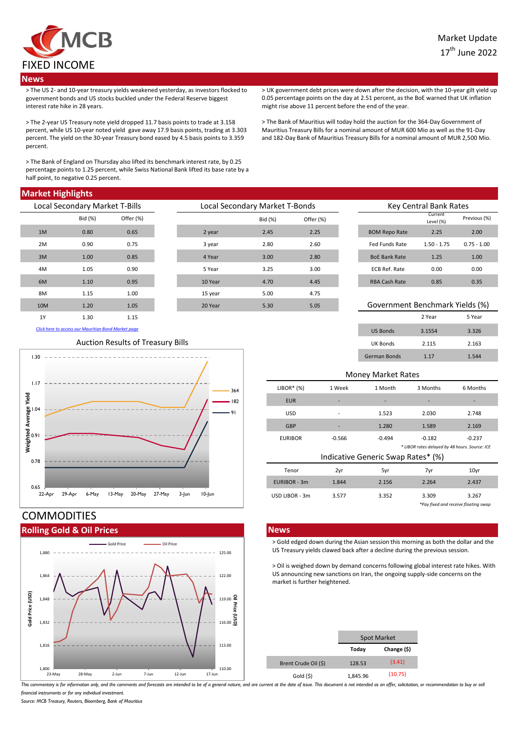# FIXED INCOME

Market Update
17th June 2022

## News

> The US 2- and 10-year treasury yields weakened yesterday, as investors flocked to government bonds and US stocks buckled under the Federal Reserve biggest interest rate hike in 28 years.

> The 2-year US Treasury note yield dropped 11.7 basis points to trade at 3.158 percent, while US 10-year noted yield gave away 17.9 basis points, trading at 3.303 percent. The yield on the 30-year Treasury bond eased by 4.5 basis points to 3.359 percent.

> The Bank of England on Thursday also lifted its benchmark interest rate, by 0.25 percentage points to 1.25 percent, while Swiss National Bank lifted its base rate by a half point, to negative 0.25 percent.

> UK government debt prices were down after the decision, with the 10-year gilt yield up 0.05 percentage points on the day at 2.51 percent, as the BoE warned that UK inflation might rise above 11 percent before the end of the year.

> The Bank of Mauritius will today hold the auction for the 364-Day Government of Mauritius Treasury Bills for a nominal amount of MUR 600 Mio as well as the 91-Day and 182-Day Bank of Mauritius Treasury Bills for a nominal amount of MUR 2,500 Mio.

## Market Highlights

### Local Secondary Market T-Bills

| | Bid (%) | Offer (%) |
|---|---|---|
| 1M | 0.80 | 0.65 |
| 2M | 0.90 | 0.75 |
| 3M | 1.00 | 0.85 |
| 4M | 1.05 | 0.90 |
| 6M | 1.10 | 0.95 |
| 8M | 1.15 | 1.00 |
| 10M | 1.20 | 1.05 |
| 1Y | 1.30 | 1.15 |

*Click here to access our Mauritian Bond Market page*

### Local Secondary Market T-Bonds

| | Bid (%) | Offer (%) |
|---|---|---|
| 2 year | 2.45 | 2.25 |
| 3 year | 2.80 | 2.60 |
| 4 Year | 3.00 | 2.80 |
| 5 Year | 3.25 | 3.00 |
| 10 Year | 4.70 | 4.45 |
| 15 year | 5.00 | 4.75 |
| 20 Year | 5.30 | 5.05 |

### Key Central Bank Rates

| | Current Level (%) | Previous (%) |
|---|---|---|
| BOM Repo Rate | 2.25 | 2.00 |
| Fed Funds Rate | 1.50 - 1.75 | 0.75 - 1.00 |
| BoE Bank Rate | 1.25 | 1.00 |
| ECB Ref. Rate | 0.00 | 0.00 |
| RBA Cash Rate | 0.85 | 0.35 |

### Government Benchmark Yields (%)

| | 2 Year | 5 Year |
|---|---|---|
| US Bonds | 3.1554 | 3.326 |
| UK Bonds | 2.115 | 2.163 |
| German Bonds | 1.17 | 1.544 |

### Auction Results of Treasury Bills

Weighted Average Yield

1.30
1.17
1.04
0.91
0.78
0.65

22-Apr 29-Apr 6-May 13-May 20-May 27-May 3-Jun 10-Jun

364
182
91

### Money Market Rates

| LIBOR* (%) | 1 Week | 1 Month | 3 Months | 6 Months |
|---|---|---|---|---|
| EUR | - | - | - | - |
| USD | - | 1.523 | 2.030 | 2.748 |
| GBP | - | 1.280 | 1.589 | 2.169 |
| EURIBOR | -0.566 | -0.494 | -0.182 | -0.237 |

*\* LIBOR rates delayed by 48 hours. Source: ICE*

### Indicative Generic Swap Rates* (%)

| Tenor | 2yr | 5yr | 7yr | 10yr |
|---|---|---|---|---|
| EURIBOR - 3m | 1.844 | 2.156 | 2.264 | 2.437 |
| USD LIBOR - 3m | 3.577 | 3.352 | 3.309 | 3.267 |

*\*Pay fixed and receive floating swap*

# COMMODITIES

## Rolling Gold & Oil Prices

Gold Price
Oil Price

Gold Price (USD)
1,880
1,864
1,848
1,832
1,816
1,800

Oil Price (USD)
125.00
122.00
119.00
116.00
113.00
110.00

23-May 28-May 2-Jun 7-Jun 12-Jun 17-Jun

## News

> Gold edged down during the Asian session this morning as both the dollar and the US Treasury yields clawed back after a decline during the previous session.

> Oil is weighed down by demand concerns following global interest rate hikes. With US announcing new sanctions on Iran, the ongoing supply-side concerns on the market is further heightened.

| Spot Market | Today | Change ($) |
|---|---|---|
| Brent Crude Oil ($) | 128.53 | (3.41) |
| Gold ($) | 1,845.96 | (10.75) |

*This commentary is for information only, and the comments and forecasts are intended to be of a general nature, and are current at the date of issue. This document is not intended as an offer, solicitation, or recommendation to buy or sell financial instruments or for any individual investment.*

*Source: MCB Treasury, Reuters, Bloomberg, Bank of Mauritius*